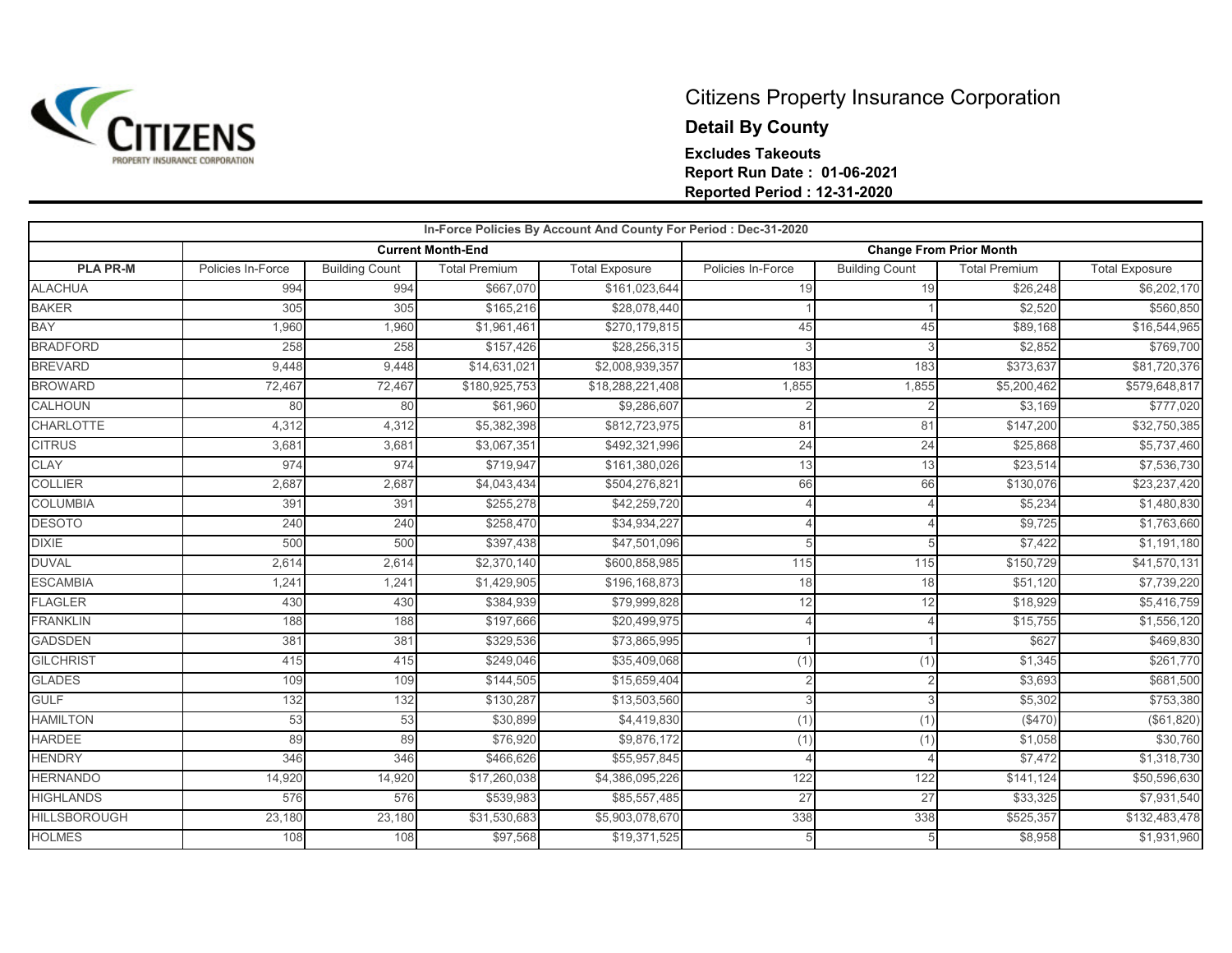# Citizens Property Insurance Corporation

## Detail By County

**Excludes Takeouts**
**Report Run Date : 01-06-2021**
**Reported Period : 12-31-2020**

| In-Force Policies By Account And County For Period : Dec-31-2020 | | | | | | | | |
|---|---|---|---|---|---|---|---|---|
| | Current Month-End | | | | Change From Prior Month | | | |
| PLA PR-M | Policies In-Force | Building Count | Total Premium | Total Exposure | Policies In-Force | Building Count | Total Premium | Total Exposure |
| ALACHUA | 994 | 994 | $667,070 | $161,023,644 | 19 | 19 | $26,248 | $6,202,170 |
| BAKER | 305 | 305 | $165,216 | $28,078,440 | 1 | 1 | $2,520 | $560,850 |
| BAY | 1,960 | 1,960 | $1,961,461 | $270,179,815 | 45 | 45 | $89,168 | $16,544,965 |
| BRADFORD | 258 | 258 | $157,426 | $28,256,315 | 3 | 3 | $2,852 | $769,700 |
| BREVARD | 9,448 | 9,448 | $14,631,021 | $2,008,939,357 | 183 | 183 | $373,637 | $81,720,376 |
| BROWARD | 72,467 | 72,467 | $180,925,753 | $18,288,221,408 | 1,855 | 1,855 | $5,200,462 | $579,648,817 |
| CALHOUN | 80 | 80 | $61,960 | $9,286,607 | 2 | 2 | $3,169 | $777,020 |
| CHARLOTTE | 4,312 | 4,312 | $5,382,398 | $812,723,975 | 81 | 81 | $147,200 | $32,750,385 |
| CITRUS | 3,681 | 3,681 | $3,067,351 | $492,321,996 | 24 | 24 | $25,868 | $5,737,460 |
| CLAY | 974 | 974 | $719,947 | $161,380,026 | 13 | 13 | $23,514 | $7,536,730 |
| COLLIER | 2,687 | 2,687 | $4,043,434 | $504,276,821 | 66 | 66 | $130,076 | $23,237,420 |
| COLUMBIA | 391 | 391 | $255,278 | $42,259,720 | 4 | 4 | $5,234 | $1,480,830 |
| DESOTO | 240 | 240 | $258,470 | $34,934,227 | 4 | 4 | $9,725 | $1,763,660 |
| DIXIE | 500 | 500 | $397,438 | $47,501,096 | 5 | 5 | $7,422 | $1,191,180 |
| DUVAL | 2,614 | 2,614 | $2,370,140 | $600,858,985 | 115 | 115 | $150,729 | $41,570,131 |
| ESCAMBIA | 1,241 | 1,241 | $1,429,905 | $196,168,873 | 18 | 18 | $51,120 | $7,739,220 |
| FLAGLER | 430 | 430 | $384,939 | $79,999,828 | 12 | 12 | $18,929 | $5,416,759 |
| FRANKLIN | 188 | 188 | $197,666 | $20,499,975 | 4 | 4 | $15,755 | $1,556,120 |
| GADSDEN | 381 | 381 | $329,536 | $73,865,995 | 1 | 1 | $627 | $469,830 |
| GILCHRIST | 415 | 415 | $249,046 | $35,409,068 | (1) | (1) | $1,345 | $261,770 |
| GLADES | 109 | 109 | $144,505 | $15,659,404 | 2 | 2 | $3,693 | $681,500 |
| GULF | 132 | 132 | $130,287 | $13,503,560 | 3 | 3 | $5,302 | $753,380 |
| HAMILTON | 53 | 53 | $30,899 | $4,419,830 | (1) | (1) | ($470) | ($61,820) |
| HARDEE | 89 | 89 | $76,920 | $9,876,172 | (1) | (1) | $1,058 | $30,760 |
| HENDRY | 346 | 346 | $466,626 | $55,957,845 | 4 | 4 | $7,472 | $1,318,730 |
| HERNANDO | 14,920 | 14,920 | $17,260,038 | $4,386,095,226 | 122 | 122 | $141,124 | $50,596,630 |
| HIGHLANDS | 576 | 576 | $539,983 | $85,557,485 | 27 | 27 | $33,325 | $7,931,540 |
| HILLSBOROUGH | 23,180 | 23,180 | $31,530,683 | $5,903,078,670 | 338 | 338 | $525,357 | $132,483,478 |
| HOLMES | 108 | 108 | $97,568 | $19,371,525 | 5 | 5 | $8,958 | $1,931,960 |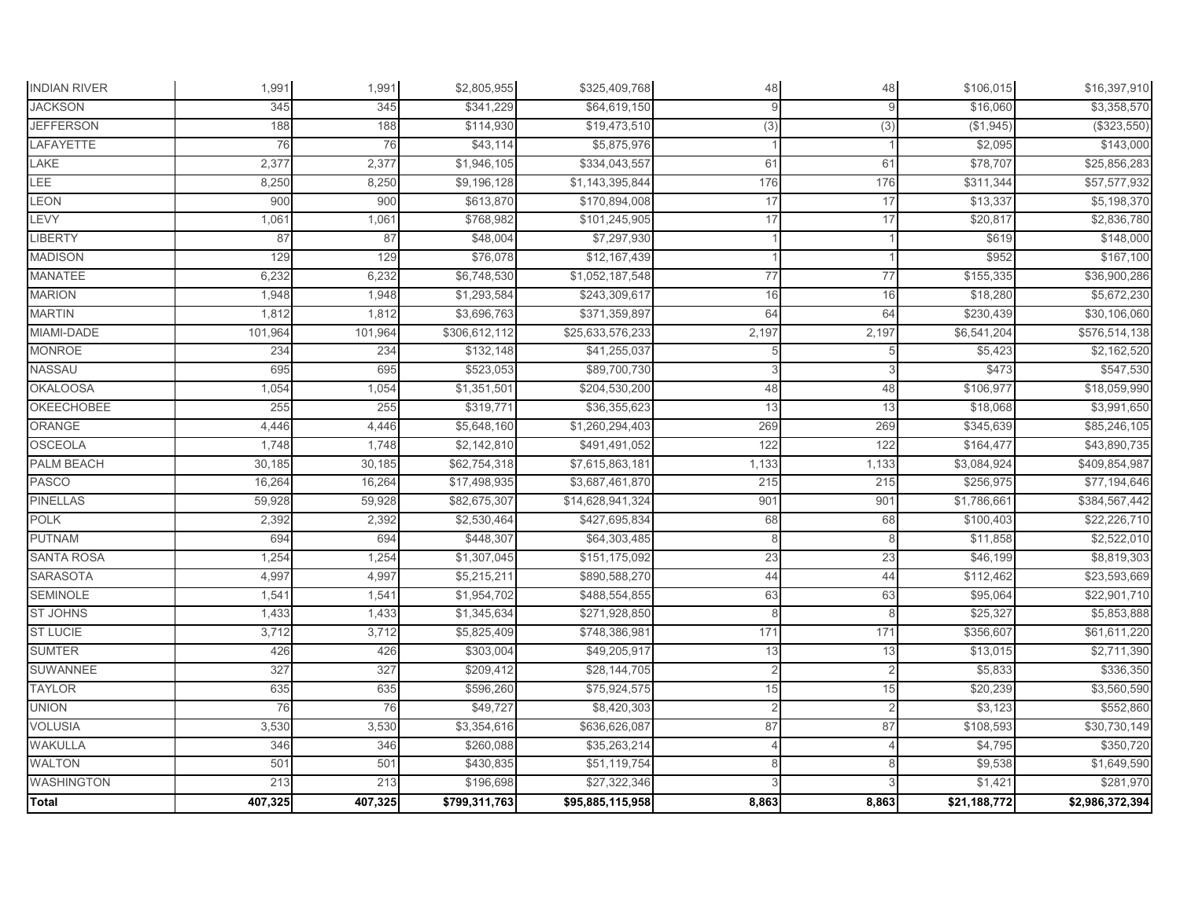| | | | | | | | | |
|---|---|---|---|---|---|---|---|---|
| INDIAN RIVER | 1,991 | 1,991 | $2,805,955 | $325,409,768 | 48 | 48 | $106,015 | $16,397,910 |
| JACKSON | 345 | 345 | $341,229 | $64,619,150 | 9 | 9 | $16,060 | $3,358,570 |
| JEFFERSON | 188 | 188 | $114,930 | $19,473,510 | (3) | (3) | ($1,945) | ($323,550) |
| LAFAYETTE | 76 | 76 | $43,114 | $5,875,976 | 1 | 1 | $2,095 | $143,000 |
| LAKE | 2,377 | 2,377 | $1,946,105 | $334,043,557 | 61 | 61 | $78,707 | $25,856,283 |
| LEE | 8,250 | 8,250 | $9,196,128 | $1,143,395,844 | 176 | 176 | $311,344 | $57,577,932 |
| LEON | 900 | 900 | $613,870 | $170,894,008 | 17 | 17 | $13,337 | $5,198,370 |
| LEVY | 1,061 | 1,061 | $768,982 | $101,245,905 | 17 | 17 | $20,817 | $2,836,780 |
| LIBERTY | 87 | 87 | $48,004 | $7,297,930 | 1 | 1 | $619 | $148,000 |
| MADISON | 129 | 129 | $76,078 | $12,167,439 | 1 | 1 | $952 | $167,100 |
| MANATEE | 6,232 | 6,232 | $6,748,530 | $1,052,187,548 | 77 | 77 | $155,335 | $36,900,286 |
| MARION | 1,948 | 1,948 | $1,293,584 | $243,309,617 | 16 | 16 | $18,280 | $5,672,230 |
| MARTIN | 1,812 | 1,812 | $3,696,763 | $371,359,897 | 64 | 64 | $230,439 | $30,106,060 |
| MIAMI-DADE | 101,964 | 101,964 | $306,612,112 | $25,633,576,233 | 2,197 | 2,197 | $6,541,204 | $576,514,138 |
| MONROE | 234 | 234 | $132,148 | $41,255,037 | 5 | 5 | $5,423 | $2,162,520 |
| NASSAU | 695 | 695 | $523,053 | $89,700,730 | 3 | 3 | $473 | $547,530 |
| OKALOOSA | 1,054 | 1,054 | $1,351,501 | $204,530,200 | 48 | 48 | $106,977 | $18,059,990 |
| OKEECHOBEE | 255 | 255 | $319,771 | $36,355,623 | 13 | 13 | $18,068 | $3,991,650 |
| ORANGE | 4,446 | 4,446 | $5,648,160 | $1,260,294,403 | 269 | 269 | $345,639 | $85,246,105 |
| OSCEOLA | 1,748 | 1,748 | $2,142,810 | $491,491,052 | 122 | 122 | $164,477 | $43,890,735 |
| PALM BEACH | 30,185 | 30,185 | $62,754,318 | $7,615,863,181 | 1,133 | 1,133 | $3,084,924 | $409,854,987 |
| PASCO | 16,264 | 16,264 | $17,498,935 | $3,687,461,870 | 215 | 215 | $256,975 | $77,194,646 |
| PINELLAS | 59,928 | 59,928 | $82,675,307 | $14,628,941,324 | 901 | 901 | $1,786,661 | $384,567,442 |
| POLK | 2,392 | 2,392 | $2,530,464 | $427,695,834 | 68 | 68 | $100,403 | $22,226,710 |
| PUTNAM | 694 | 694 | $448,307 | $64,303,485 | 8 | 8 | $11,858 | $2,522,010 |
| SANTA ROSA | 1,254 | 1,254 | $1,307,045 | $151,175,092 | 23 | 23 | $46,199 | $8,819,303 |
| SARASOTA | 4,997 | 4,997 | $5,215,211 | $890,588,270 | 44 | 44 | $112,462 | $23,593,669 |
| SEMINOLE | 1,541 | 1,541 | $1,954,702 | $488,554,855 | 63 | 63 | $95,064 | $22,901,710 |
| ST JOHNS | 1,433 | 1,433 | $1,345,634 | $271,928,850 | 8 | 8 | $25,327 | $5,853,888 |
| ST LUCIE | 3,712 | 3,712 | $5,825,409 | $748,386,981 | 171 | 171 | $356,607 | $61,611,220 |
| SUMTER | 426 | 426 | $303,004 | $49,205,917 | 13 | 13 | $13,015 | $2,711,390 |
| SUWANNEE | 327 | 327 | $209,412 | $28,144,705 | 2 | 2 | $5,833 | $336,350 |
| TAYLOR | 635 | 635 | $596,260 | $75,924,575 | 15 | 15 | $20,239 | $3,560,590 |
| UNION | 76 | 76 | $49,727 | $8,420,303 | 2 | 2 | $3,123 | $552,860 |
| VOLUSIA | 3,530 | 3,530 | $3,354,616 | $636,626,087 | 87 | 87 | $108,593 | $30,730,149 |
| WAKULLA | 346 | 346 | $260,088 | $35,263,214 | 4 | 4 | $4,795 | $350,720 |
| WALTON | 501 | 501 | $430,835 | $51,119,754 | 8 | 8 | $9,538 | $1,649,590 |
| WASHINGTON | 213 | 213 | $196,698 | $27,322,346 | 3 | 3 | $1,421 | $281,970 |
| **Total** | **407,325** | **407,325** | **$799,311,763** | **$95,885,115,958** | **8,863** | **8,863** | **$21,188,772** | **$2,986,372,394** |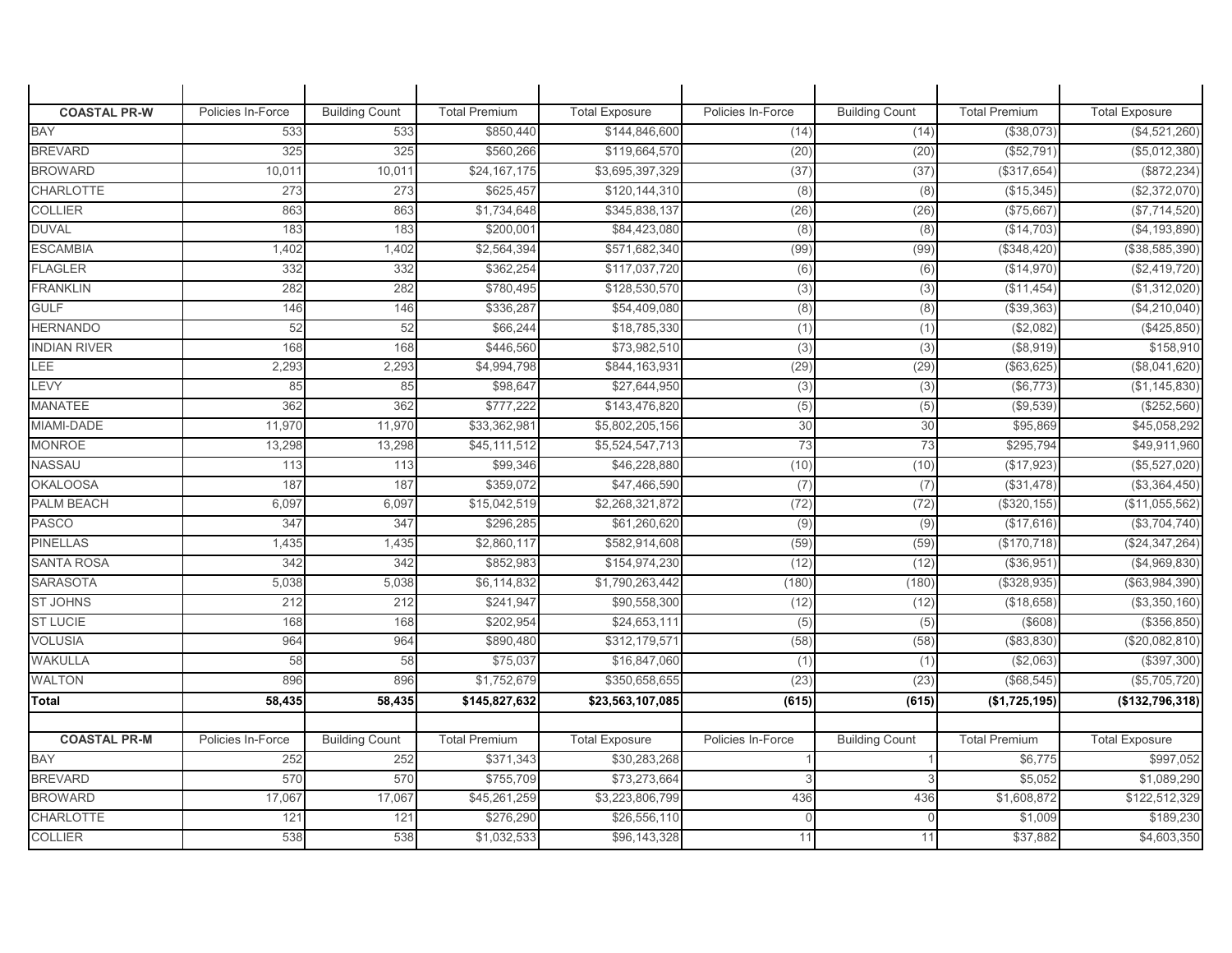| | | | | | | | | |
|---|---|---|---|---|---|---|---|---|
| **COASTAL PR-W** | Policies In-Force | Building Count | Total Premium | Total Exposure | Policies In-Force | Building Count | Total Premium | Total Exposure |
| BAY | 533 | 533 | $850,440 | $144,846,600 | (14) | (14) | ($38,073) | ($4,521,260) |
| BREVARD | 325 | 325 | $560,266 | $119,664,570 | (20) | (20) | ($52,791) | ($5,012,380) |
| BROWARD | 10,011 | 10,011 | $24,167,175 | $3,695,397,329 | (37) | (37) | ($317,654) | ($872,234) |
| CHARLOTTE | 273 | 273 | $625,457 | $120,144,310 | (8) | (8) | ($15,345) | ($2,372,070) |
| COLLIER | 863 | 863 | $1,734,648 | $345,838,137 | (26) | (26) | ($75,667) | ($7,714,520) |
| DUVAL | 183 | 183 | $200,001 | $84,423,080 | (8) | (8) | ($14,703) | ($4,193,890) |
| ESCAMBIA | 1,402 | 1,402 | $2,564,394 | $571,682,340 | (99) | (99) | ($348,420) | ($38,585,390) |
| FLAGLER | 332 | 332 | $362,254 | $117,037,720 | (6) | (6) | ($14,970) | ($2,419,720) |
| FRANKLIN | 282 | 282 | $780,495 | $128,530,570 | (3) | (3) | ($11,454) | ($1,312,020) |
| GULF | 146 | 146 | $336,287 | $54,409,080 | (8) | (8) | ($39,363) | ($4,210,040) |
| HERNANDO | 52 | 52 | $66,244 | $18,785,330 | (1) | (1) | ($2,082) | ($425,850) |
| INDIAN RIVER | 168 | 168 | $446,560 | $73,982,510 | (3) | (3) | ($8,919) | $158,910 |
| LEE | 2,293 | 2,293 | $4,994,798 | $844,163,931 | (29) | (29) | ($63,625) | ($8,041,620) |
| LEVY | 85 | 85 | $98,647 | $27,644,950 | (3) | (3) | ($6,773) | ($1,145,830) |
| MANATEE | 362 | 362 | $777,222 | $143,476,820 | (5) | (5) | ($9,539) | ($252,560) |
| MIAMI-DADE | 11,970 | 11,970 | $33,362,981 | $5,802,205,156 | 30 | 30 | $95,869 | $45,058,292 |
| MONROE | 13,298 | 13,298 | $45,111,512 | $5,524,547,713 | 73 | 73 | $295,794 | $49,911,960 |
| NASSAU | 113 | 113 | $99,346 | $46,228,880 | (10) | (10) | ($17,923) | ($5,527,020) |
| OKALOOSA | 187 | 187 | $359,072 | $47,466,590 | (7) | (7) | ($31,478) | ($3,364,450) |
| PALM BEACH | 6,097 | 6,097 | $15,042,519 | $2,268,321,872 | (72) | (72) | ($320,155) | ($11,055,562) |
| PASCO | 347 | 347 | $296,285 | $61,260,620 | (9) | (9) | ($17,616) | ($3,704,740) |
| PINELLAS | 1,435 | 1,435 | $2,860,117 | $582,914,608 | (59) | (59) | ($170,718) | ($24,347,264) |
| SANTA ROSA | 342 | 342 | $852,983 | $154,974,230 | (12) | (12) | ($36,951) | ($4,969,830) |
| SARASOTA | 5,038 | 5,038 | $6,114,832 | $1,790,263,442 | (180) | (180) | ($328,935) | ($63,984,390) |
| ST JOHNS | 212 | 212 | $241,947 | $90,558,300 | (12) | (12) | ($18,658) | ($3,350,160) |
| ST LUCIE | 168 | 168 | $202,954 | $24,653,111 | (5) | (5) | ($608) | ($356,850) |
| VOLUSIA | 964 | 964 | $890,480 | $312,179,571 | (58) | (58) | ($83,830) | ($20,082,810) |
| WAKULLA | 58 | 58 | $75,037 | $16,847,060 | (1) | (1) | ($2,063) | ($397,300) |
| WALTON | 896 | 896 | $1,752,679 | $350,658,655 | (23) | (23) | ($68,545) | ($5,705,720) |
| **Total** | **58,435** | **58,435** | **$145,827,632** | **$23,563,107,085** | **(615)** | **(615)** | **($1,725,195)** | **($132,796,318)** |

| | | | | | | | | |
|---|---|---|---|---|---|---|---|---|
| **COASTAL PR-M** | Policies In-Force | Building Count | Total Premium | Total Exposure | Policies In-Force | Building Count | Total Premium | Total Exposure |
| BAY | 252 | 252 | $371,343 | $30,283,268 | 1 | 1 | $6,775 | $997,052 |
| BREVARD | 570 | 570 | $755,709 | $73,273,664 | 3 | 3 | $5,052 | $1,089,290 |
| BROWARD | 17,067 | 17,067 | $45,261,259 | $3,223,806,799 | 436 | 436 | $1,608,872 | $122,512,329 |
| CHARLOTTE | 121 | 121 | $276,290 | $26,556,110 | 0 | 0 | $1,009 | $189,230 |
| COLLIER | 538 | 538 | $1,032,533 | $96,143,328 | 11 | 11 | $37,882 | $4,603,350 |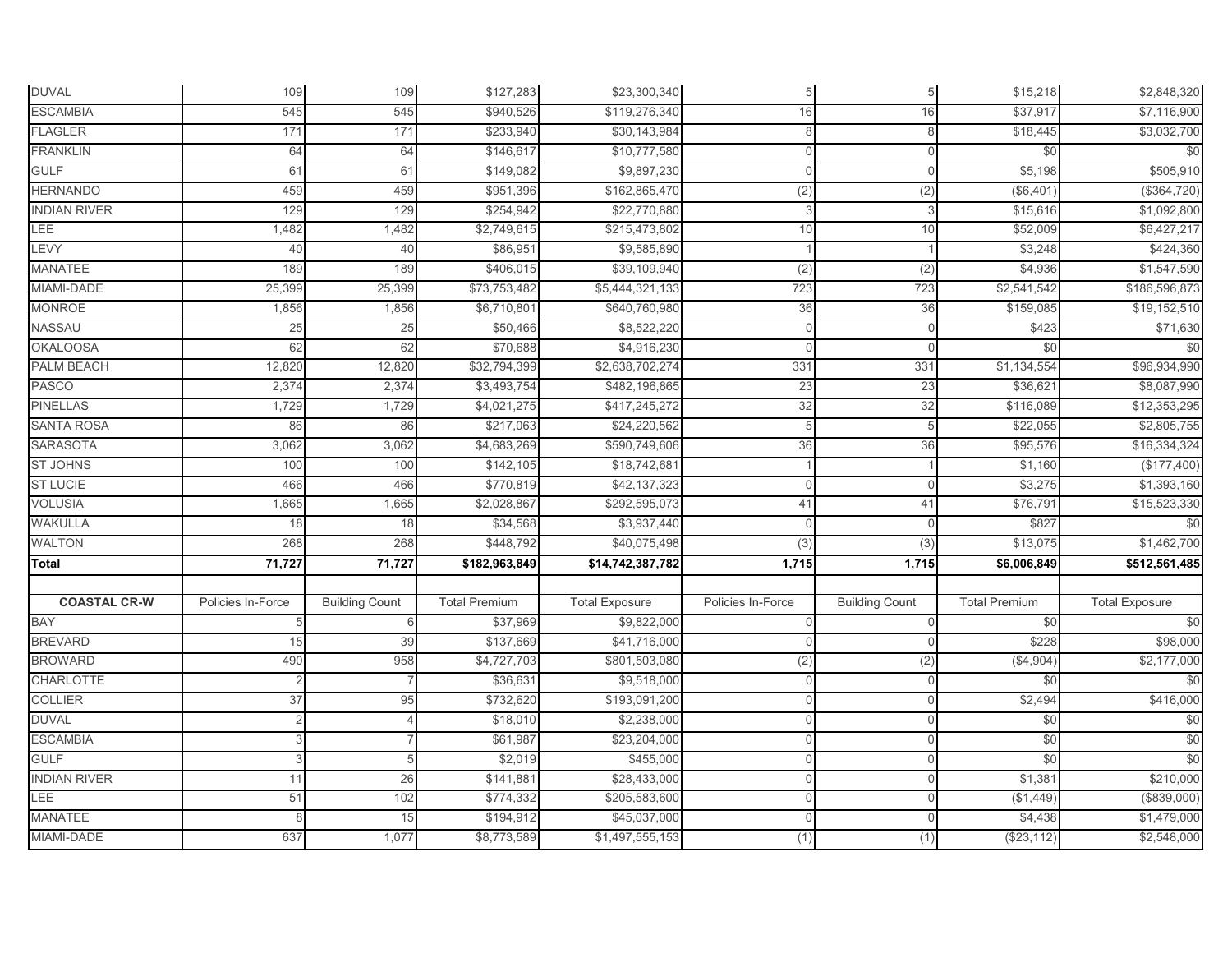| | | | | | | | | |
|---|---|---|---|---|---|---|---|---|
| DUVAL | 109 | 109 | $127,283 | $23,300,340 | 5 | 5 | $15,218 | $2,848,320 |
| ESCAMBIA | 545 | 545 | $940,526 | $119,276,340 | 16 | 16 | $37,917 | $7,116,900 |
| FLAGLER | 171 | 171 | $233,940 | $30,143,984 | 8 | 8 | $18,445 | $3,032,700 |
| FRANKLIN | 64 | 64 | $146,617 | $10,777,580 | 0 | 0 | $0 | $0 |
| GULF | 61 | 61 | $149,082 | $9,897,230 | 0 | 0 | $5,198 | $505,910 |
| HERNANDO | 459 | 459 | $951,396 | $162,865,470 | (2) | (2) | ($6,401) | ($364,720) |
| INDIAN RIVER | 129 | 129 | $254,942 | $22,770,880 | 3 | 3 | $15,616 | $1,092,800 |
| LEE | 1,482 | 1,482 | $2,749,615 | $215,473,802 | 10 | 10 | $52,009 | $6,427,217 |
| LEVY | 40 | 40 | $86,951 | $9,585,890 | 1 | 1 | $3,248 | $424,360 |
| MANATEE | 189 | 189 | $406,015 | $39,109,940 | (2) | (2) | $4,936 | $1,547,590 |
| MIAMI-DADE | 25,399 | 25,399 | $73,753,482 | $5,444,321,133 | 723 | 723 | $2,541,542 | $186,596,873 |
| MONROE | 1,856 | 1,856 | $6,710,801 | $640,760,980 | 36 | 36 | $159,085 | $19,152,510 |
| NASSAU | 25 | 25 | $50,466 | $8,522,220 | 0 | 0 | $423 | $71,630 |
| OKALOOSA | 62 | 62 | $70,688 | $4,916,230 | 0 | 0 | $0 | $0 |
| PALM BEACH | 12,820 | 12,820 | $32,794,399 | $2,638,702,274 | 331 | 331 | $1,134,554 | $96,934,990 |
| PASCO | 2,374 | 2,374 | $3,493,754 | $482,196,865 | 23 | 23 | $36,621 | $8,087,990 |
| PINELLAS | 1,729 | 1,729 | $4,021,275 | $417,245,272 | 32 | 32 | $116,089 | $12,353,295 |
| SANTA ROSA | 86 | 86 | $217,063 | $24,220,562 | 5 | 5 | $22,055 | $2,805,755 |
| SARASOTA | 3,062 | 3,062 | $4,683,269 | $590,749,606 | 36 | 36 | $95,576 | $16,334,324 |
| ST JOHNS | 100 | 100 | $142,105 | $18,742,681 | 1 | 1 | $1,160 | ($177,400) |
| ST LUCIE | 466 | 466 | $770,819 | $42,137,323 | 0 | 0 | $3,275 | $1,393,160 |
| VOLUSIA | 1,665 | 1,665 | $2,028,867 | $292,595,073 | 41 | 41 | $76,791 | $15,523,330 |
| WAKULLA | 18 | 18 | $34,568 | $3,937,440 | 0 | 0 | $827 | $0 |
| WALTON | 268 | 268 | $448,792 | $40,075,498 | (3) | (3) | $13,075 | $1,462,700 |
| **Total** | **71,727** | **71,727** | **$182,963,849** | **$14,742,387,782** | **1,715** | **1,715** | **$6,006,849** | **$512,561,485** |

| COASTAL CR-W | Policies In-Force | Building Count | Total Premium | Total Exposure | Policies In-Force | Building Count | Total Premium | Total Exposure |
|---|---|---|---|---|---|---|---|---|
| BAY | 5 | 6 | $37,969 | $9,822,000 | 0 | 0 | $0 | $0 |
| BREVARD | 15 | 39 | $137,669 | $41,716,000 | 0 | 0 | $228 | $98,000 |
| BROWARD | 490 | 958 | $4,727,703 | $801,503,080 | (2) | (2) | ($4,904) | $2,177,000 |
| CHARLOTTE | 2 | 7 | $36,631 | $9,518,000 | 0 | 0 | $0 | $0 |
| COLLIER | 37 | 95 | $732,620 | $193,091,200 | 0 | 0 | $2,494 | $416,000 |
| DUVAL | 2 | 4 | $18,010 | $2,238,000 | 0 | 0 | $0 | $0 |
| ESCAMBIA | 3 | 7 | $61,987 | $23,204,000 | 0 | 0 | $0 | $0 |
| GULF | 3 | 5 | $2,019 | $455,000 | 0 | 0 | $0 | $0 |
| INDIAN RIVER | 11 | 26 | $141,881 | $28,433,000 | 0 | 0 | $1,381 | $210,000 |
| LEE | 51 | 102 | $774,332 | $205,583,600 | 0 | 0 | ($1,449) | ($839,000) |
| MANATEE | 8 | 15 | $194,912 | $45,037,000 | 0 | 0 | $4,438 | $1,479,000 |
| MIAMI-DADE | 637 | 1,077 | $8,773,589 | $1,497,555,153 | (1) | (1) | ($23,112) | $2,548,000 |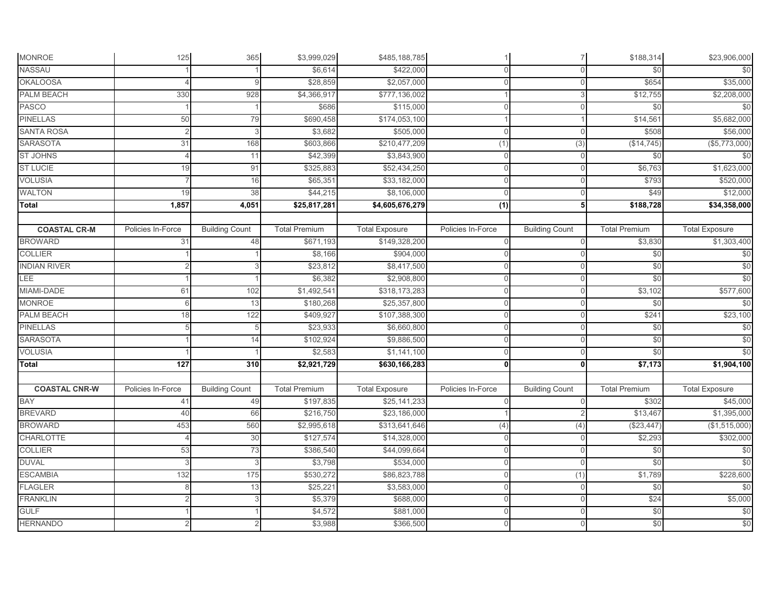| | | | | | | | | |
|---|---|---|---|---|---|---|---|---|
| MONROE | 125 | 365 | $3,999,029 | $485,188,785 | 1 | 7 | $188,314 | $23,906,000 |
| NASSAU | 1 | 1 | $6,614 | $422,000 | 0 | 0 | $0 | $0 |
| OKALOOSA | 4 | 9 | $28,859 | $2,057,000 | 0 | 0 | $654 | $35,000 |
| PALM BEACH | 330 | 928 | $4,366,917 | $777,136,002 | 1 | 3 | $12,755 | $2,208,000 |
| PASCO | 1 | 1 | $686 | $115,000 | 0 | 0 | $0 | $0 |
| PINELLAS | 50 | 79 | $690,458 | $174,053,100 | 1 | 1 | $14,561 | $5,682,000 |
| SANTA ROSA | 2 | 3 | $3,682 | $505,000 | 0 | 0 | $508 | $56,000 |
| SARASOTA | 31 | 168 | $603,866 | $210,477,209 | (1) | (3) | ($14,745) | ($5,773,000) |
| ST JOHNS | 4 | 11 | $42,399 | $3,843,900 | 0 | 0 | $0 | $0 |
| ST LUCIE | 19 | 91 | $325,883 | $52,434,250 | 0 | 0 | $6,763 | $1,623,000 |
| VOLUSIA | 7 | 16 | $65,351 | $33,182,000 | 0 | 0 | $793 | $520,000 |
| WALTON | 19 | 38 | $44,215 | $8,106,000 | 0 | 0 | $49 | $12,000 |
| **Total** | **1,857** | **4,051** | **$25,817,281** | **$4,605,676,279** | **(1)** | **5** | **$188,728** | **$34,358,000** |

| **COASTAL CR-M** | Policies In-Force | Building Count | Total Premium | Total Exposure | Policies In-Force | Building Count | Total Premium | Total Exposure |
|---|---|---|---|---|---|---|---|---|
| BROWARD | 31 | 48 | $671,193 | $149,328,200 | 0 | 0 | $3,830 | $1,303,400 |
| COLLIER | 1 | 1 | $8,166 | $904,000 | 0 | 0 | $0 | $0 |
| INDIAN RIVER | 2 | 3 | $23,812 | $8,417,500 | 0 | 0 | $0 | $0 |
| LEE | 1 | 1 | $6,382 | $2,908,800 | 0 | 0 | $0 | $0 |
| MIAMI-DADE | 61 | 102 | $1,492,541 | $318,173,283 | 0 | 0 | $3,102 | $577,600 |
| MONROE | 6 | 13 | $180,268 | $25,357,800 | 0 | 0 | $0 | $0 |
| PALM BEACH | 18 | 122 | $409,927 | $107,388,300 | 0 | 0 | $241 | $23,100 |
| PINELLAS | 5 | 5 | $23,933 | $6,660,800 | 0 | 0 | $0 | $0 |
| SARASOTA | 1 | 14 | $102,924 | $9,886,500 | 0 | 0 | $0 | $0 |
| VOLUSIA | 1 | 1 | $2,583 | $1,141,100 | 0 | 0 | $0 | $0 |
| **Total** | **127** | **310** | **$2,921,729** | **$630,166,283** | **0** | **0** | **$7,173** | **$1,904,100** |

| **COASTAL CNR-W** | Policies In-Force | Building Count | Total Premium | Total Exposure | Policies In-Force | Building Count | Total Premium | Total Exposure |
|---|---|---|---|---|---|---|---|---|
| BAY | 41 | 49 | $197,835 | $25,141,233 | 0 | 0 | $302 | $45,000 |
| BREVARD | 40 | 66 | $216,750 | $23,186,000 | 1 | 2 | $13,467 | $1,395,000 |
| BROWARD | 453 | 560 | $2,995,618 | $313,641,646 | (4) | (4) | ($23,447) | ($1,515,000) |
| CHARLOTTE | 4 | 30 | $127,574 | $14,328,000 | 0 | 0 | $2,293 | $302,000 |
| COLLIER | 53 | 73 | $386,540 | $44,099,664 | 0 | 0 | $0 | $0 |
| DUVAL | 3 | 3 | $3,798 | $534,000 | 0 | 0 | $0 | $0 |
| ESCAMBIA | 132 | 175 | $530,272 | $86,823,788 | 0 | (1) | $1,789 | $228,600 |
| FLAGLER | 8 | 13 | $25,221 | $3,583,000 | 0 | 0 | $0 | $0 |
| FRANKLIN | 2 | 3 | $5,379 | $688,000 | 0 | 0 | $24 | $5,000 |
| GULF | 1 | 1 | $4,572 | $881,000 | 0 | 0 | $0 | $0 |
| HERNANDO | 2 | 2 | $3,988 | $366,500 | 0 | 0 | $0 | $0 |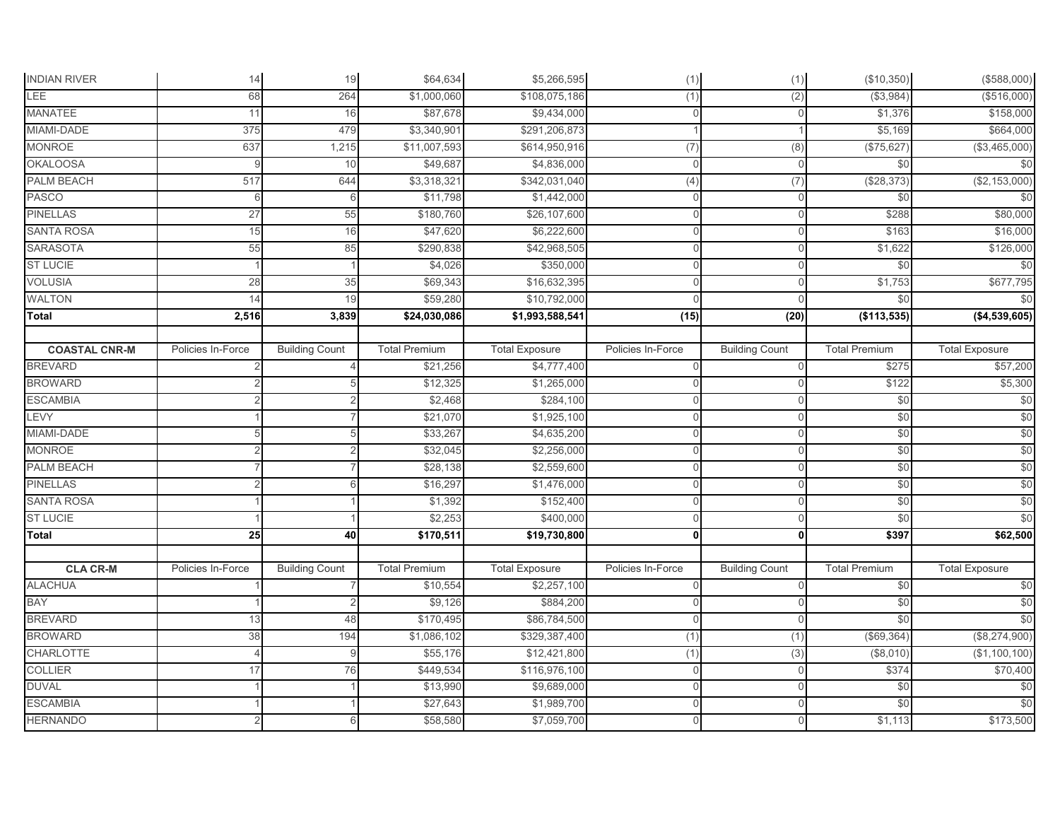| | | | | | | | | |
|---|---|---|---|---|---|---|---|---|
| INDIAN RIVER | 14 | 19 | $64,634 | $5,266,595 | (1) | (1) | ($10,350) | ($588,000) |
| LEE | 68 | 264 | $1,000,060 | $108,075,186 | (1) | (2) | ($3,984) | ($516,000) |
| MANATEE | 11 | 16 | $87,678 | $9,434,000 | 0 | 0 | $1,376 | $158,000 |
| MIAMI-DADE | 375 | 479 | $3,340,901 | $291,206,873 | 1 | 1 | $5,169 | $664,000 |
| MONROE | 637 | 1,215 | $11,007,593 | $614,950,916 | (7) | (8) | ($75,627) | ($3,465,000) |
| OKALOOSA | 9 | 10 | $49,687 | $4,836,000 | 0 | 0 | $0 | $0 |
| PALM BEACH | 517 | 644 | $3,318,321 | $342,031,040 | (4) | (7) | ($28,373) | ($2,153,000) |
| PASCO | 6 | 6 | $11,798 | $1,442,000 | 0 | 0 | $0 | $0 |
| PINELLAS | 27 | 55 | $180,760 | $26,107,600 | 0 | 0 | $288 | $80,000 |
| SANTA ROSA | 15 | 16 | $47,620 | $6,222,600 | 0 | 0 | $163 | $16,000 |
| SARASOTA | 55 | 85 | $290,838 | $42,968,505 | 0 | 0 | $1,622 | $126,000 |
| ST LUCIE | 1 | 1 | $4,026 | $350,000 | 0 | 0 | $0 | $0 |
| VOLUSIA | 28 | 35 | $69,343 | $16,632,395 | 0 | 0 | $1,753 | $677,795 |
| WALTON | 14 | 19 | $59,280 | $10,792,000 | 0 | 0 | $0 | $0 |
| **Total** | **2,516** | **3,839** | **$24,030,086** | **$1,993,588,541** | **(15)** | **(20)** | **($113,535)** | **($4,539,605)** |

| COASTAL CNR-M | Policies In-Force | Building Count | Total Premium | Total Exposure | Policies In-Force | Building Count | Total Premium | Total Exposure |
|---|---|---|---|---|---|---|---|---|
| BREVARD | 2 | 4 | $21,256 | $4,777,400 | 0 | 0 | $275 | $57,200 |
| BROWARD | 2 | 5 | $12,325 | $1,265,000 | 0 | 0 | $122 | $5,300 |
| ESCAMBIA | 2 | 2 | $2,468 | $284,100 | 0 | 0 | $0 | $0 |
| LEVY | 1 | 7 | $21,070 | $1,925,100 | 0 | 0 | $0 | $0 |
| MIAMI-DADE | 5 | 5 | $33,267 | $4,635,200 | 0 | 0 | $0 | $0 |
| MONROE | 2 | 2 | $32,045 | $2,256,000 | 0 | 0 | $0 | $0 |
| PALM BEACH | 7 | 7 | $28,138 | $2,559,600 | 0 | 0 | $0 | $0 |
| PINELLAS | 2 | 6 | $16,297 | $1,476,000 | 0 | 0 | $0 | $0 |
| SANTA ROSA | 1 | 1 | $1,392 | $152,400 | 0 | 0 | $0 | $0 |
| ST LUCIE | 1 | 1 | $2,253 | $400,000 | 0 | 0 | $0 | $0 |
| **Total** | **25** | **40** | **$170,511** | **$19,730,800** | **0** | **0** | **$397** | **$62,500** |

| CLA CR-M | Policies In-Force | Building Count | Total Premium | Total Exposure | Policies In-Force | Building Count | Total Premium | Total Exposure |
|---|---|---|---|---|---|---|---|---|
| ALACHUA | 1 | 7 | $10,554 | $2,257,100 | 0 | 0 | $0 | $0 |
| BAY | 1 | 2 | $9,126 | $884,200 | 0 | 0 | $0 | $0 |
| BREVARD | 13 | 48 | $170,495 | $86,784,500 | 0 | 0 | $0 | $0 |
| BROWARD | 38 | 194 | $1,086,102 | $329,387,400 | (1) | (1) | ($69,364) | ($8,274,900) |
| CHARLOTTE | 4 | 9 | $55,176 | $12,421,800 | (1) | (3) | ($8,010) | ($1,100,100) |
| COLLIER | 17 | 76 | $449,534 | $116,976,100 | 0 | 0 | $374 | $70,400 |
| DUVAL | 1 | 1 | $13,990 | $9,689,000 | 0 | 0 | $0 | $0 |
| ESCAMBIA | 1 | 1 | $27,643 | $1,989,700 | 0 | 0 | $0 | $0 |
| HERNANDO | 2 | 6 | $58,580 | $7,059,700 | 0 | 0 | $1,113 | $173,500 |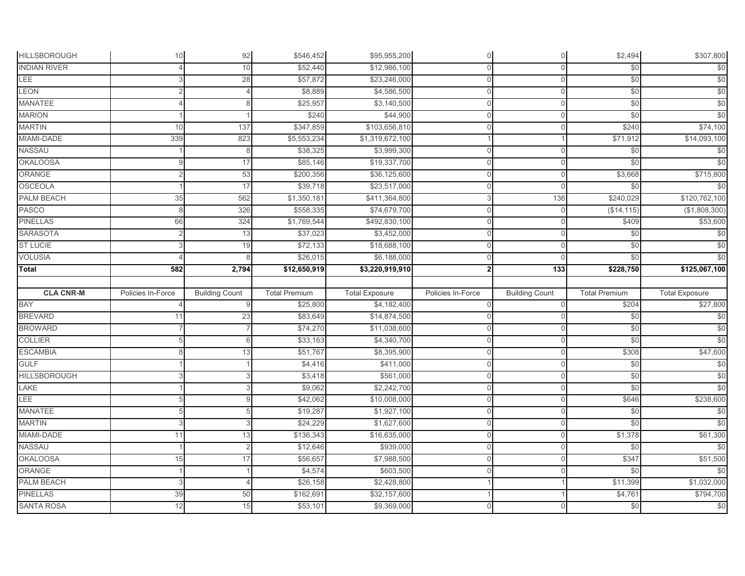| HILLSBOROUGH | 10 | 92 | $546,452 | $95,955,200 | 0 | 0 | $2,494 | $307,800 |
|---|---|---|---|---|---|---|---|---|
| INDIAN RIVER | 4 | 10 | $52,440 | $12,986,100 | 0 | 0 | $0 | $0 |
| LEE | 3 | 28 | $57,872 | $23,246,000 | 0 | 0 | $0 | $0 |
| LEON | 2 | 4 | $8,889 | $4,586,500 | 0 | 0 | $0 | $0 |
| MANATEE | 4 | 8 | $25,957 | $3,140,500 | 0 | 0 | $0 | $0 |
| MARION | 1 | 1 | $240 | $44,900 | 0 | 0 | $0 | $0 |
| MARTIN | 10 | 137 | $347,859 | $103,656,810 | 0 | 0 | $240 | $74,100 |
| MIAMI-DADE | 339 | 823 | $5,553,234 | $1,319,672,100 | 1 | 1 | $71,912 | $14,093,100 |
| NASSAU | 1 | 8 | $38,325 | $3,999,300 | 0 | 0 | $0 | $0 |
| OKALOOSA | 9 | 17 | $85,146 | $19,337,700 | 0 | 0 | $0 | $0 |
| ORANGE | 2 | 53 | $200,356 | $36,125,600 | 0 | 0 | $3,668 | $715,800 |
| OSCEOLA | 1 | 17 | $39,718 | $23,517,000 | 0 | 0 | $0 | $0 |
| PALM BEACH | 35 | 562 | $1,350,181 | $411,364,800 | 3 | 136 | $240,029 | $120,762,100 |
| PASCO | 8 | 326 | $558,335 | $74,679,700 | 0 | 0 | ($14,115) | ($1,808,300) |
| PINELLAS | 66 | 324 | $1,769,544 | $492,830,100 | 0 | 0 | $409 | $53,600 |
| SARASOTA | 2 | 13 | $37,023 | $3,452,000 | 0 | 0 | $0 | $0 |
| ST LUCIE | 3 | 19 | $72,133 | $18,688,100 | 0 | 0 | $0 | $0 |
| VOLUSIA | 4 | 8 | $26,015 | $6,188,000 | 0 | 0 | $0 | $0 |
| **Total** | **582** | **2,794** | **$12,650,919** | **$3,220,919,910** | **2** | **133** | **$228,750** | **$125,067,100** |

| **CLA CNR-M** | Policies In-Force | Building Count | Total Premium | Total Exposure | Policies In-Force | Building Count | Total Premium | Total Exposure |
|---|---|---|---|---|---|---|---|---|
| BAY | 4 | 9 | $25,800 | $4,182,400 | 0 | 0 | $204 | $27,800 |
| BREVARD | 11 | 23 | $83,649 | $14,874,500 | 0 | 0 | $0 | $0 |
| BROWARD | 7 | 7 | $74,270 | $11,038,600 | 0 | 0 | $0 | $0 |
| COLLIER | 5 | 6 | $33,163 | $4,340,700 | 0 | 0 | $0 | $0 |
| ESCAMBIA | 8 | 13 | $51,767 | $8,395,900 | 0 | 0 | $308 | $47,600 |
| GULF | 1 | 1 | $4,416 | $411,000 | 0 | 0 | $0 | $0 |
| HILLSBOROUGH | 3 | 3 | $3,418 | $561,000 | 0 | 0 | $0 | $0 |
| LAKE | 1 | 3 | $9,062 | $2,242,700 | 0 | 0 | $0 | $0 |
| LEE | 5 | 9 | $42,062 | $10,008,000 | 0 | 0 | $646 | $238,600 |
| MANATEE | 5 | 5 | $19,287 | $1,927,100 | 0 | 0 | $0 | $0 |
| MARTIN | 3 | 3 | $24,229 | $1,627,600 | 0 | 0 | $0 | $0 |
| MIAMI-DADE | 11 | 13 | $136,343 | $16,635,000 | 0 | 0 | $1,378 | $61,300 |
| NASSAU | 1 | 2 | $12,646 | $939,000 | 0 | 0 | $0 | $0 |
| OKALOOSA | 15 | 17 | $56,657 | $7,988,500 | 0 | 0 | $347 | $51,500 |
| ORANGE | 1 | 1 | $4,574 | $603,500 | 0 | 0 | $0 | $0 |
| PALM BEACH | 3 | 4 | $26,158 | $2,428,800 | 1 | 1 | $11,399 | $1,032,000 |
| PINELLAS | 39 | 50 | $162,691 | $32,157,600 | 1 | 1 | $4,761 | $794,700 |
| SANTA ROSA | 12 | 15 | $53,101 | $9,369,000 | 0 | 0 | $0 | $0 |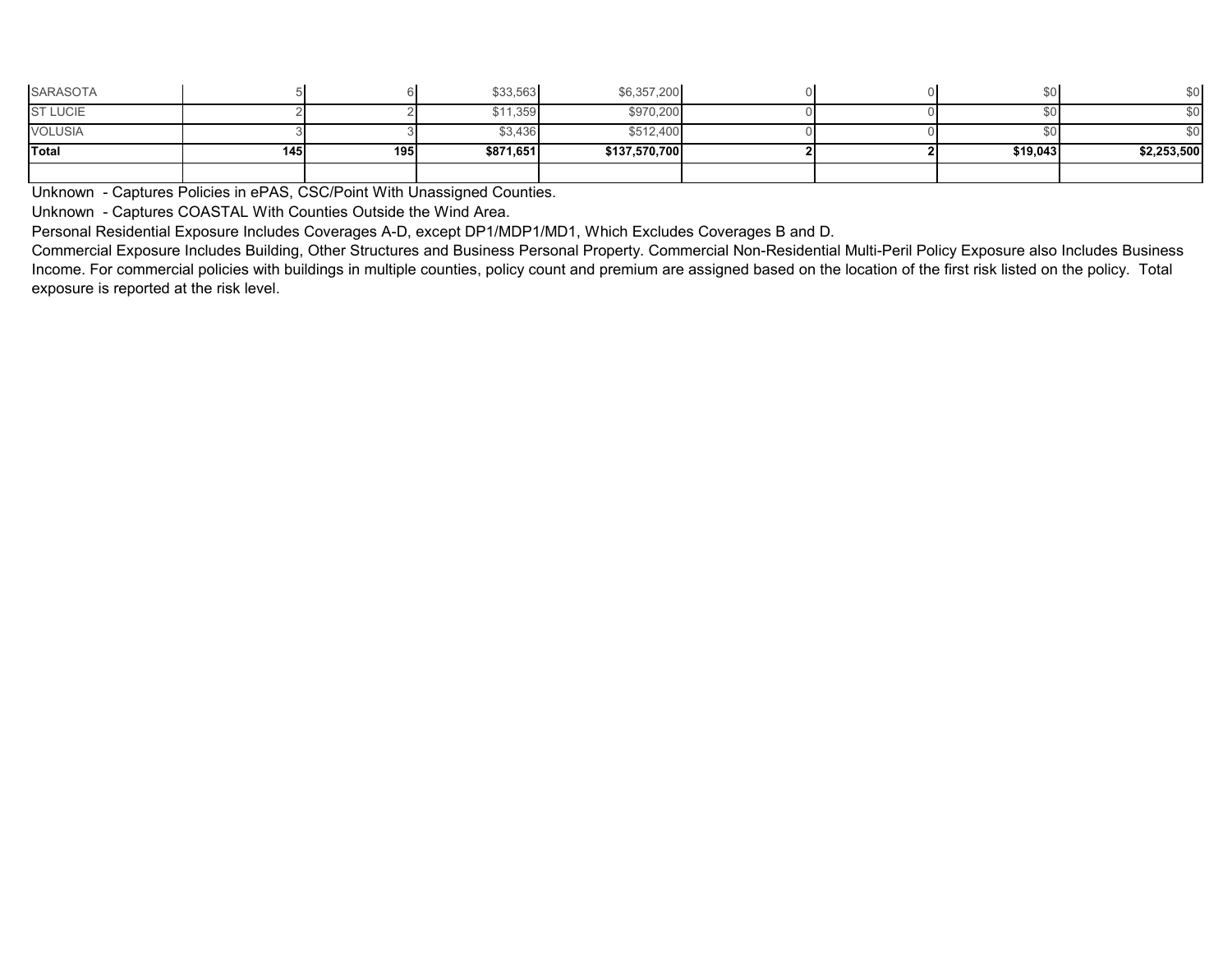| | | | | | | | | |
|---|---|---|---|---|---|---|---|---|
| SARASOTA | 5 | 6 | $33,563 | $6,357,200 | 0 | 0 | $0 | $0 |
| ST LUCIE | 2 | 2 | $11,359 | $970,200 | 0 | 0 | $0 | $0 |
| VOLUSIA | 3 | 3 | $3,436 | $512,400 | 0 | 0 | $0 | $0 |
| **Total** | **145** | **195** | **$871,651** | **$137,570,700** | **2** | **2** | **$19,043** | **$2,253,500** |
| | | | | | | | | |

Unknown - Captures Policies in ePAS, CSC/Point With Unassigned Counties.

Unknown - Captures COASTAL With Counties Outside the Wind Area.

Personal Residential Exposure Includes Coverages A-D, except DP1/MDP1/MD1, Which Excludes Coverages B and D.

Commercial Exposure Includes Building, Other Structures and Business Personal Property. Commercial Non-Residential Multi-Peril Policy Exposure also Includes Business Income. For commercial policies with buildings in multiple counties, policy count and premium are assigned based on the location of the first risk listed on the policy. Total exposure is reported at the risk level.